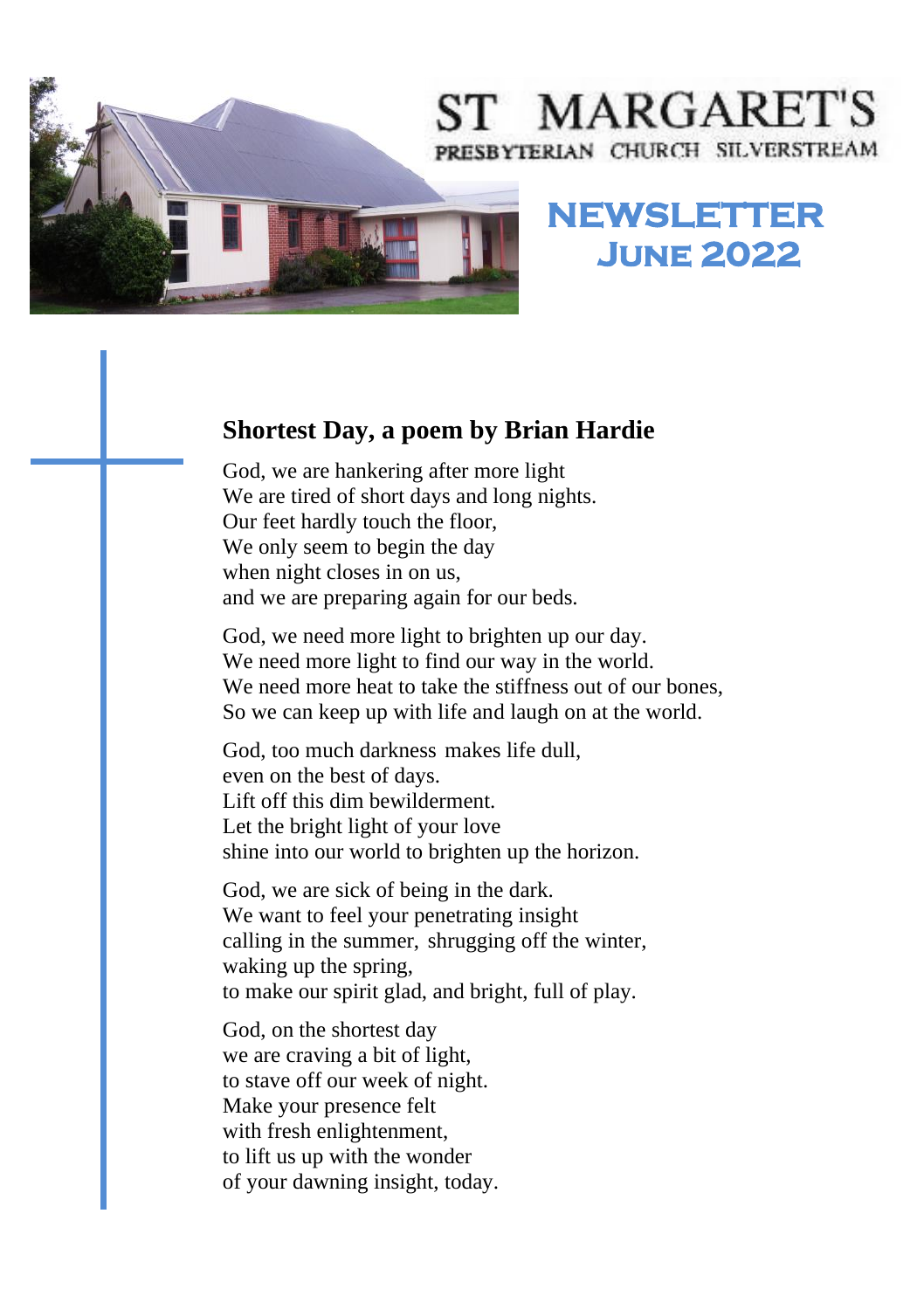# ST MARGARET'S

PRESBYTERIAN CHURCH SILVERSTREAM

## NEWSLETTER
## June 2022

### Shortest Day, a poem by Brian Hardie

God, we are hankering after more light
We are tired of short days and long nights.
Our feet hardly touch the floor,
We only seem to begin the day
when night closes in on us,
and we are preparing again for our beds.

God, we need more light to brighten up our day.
We need more light to find our way in the world.
We need more heat to take the stiffness out of our bones,
So we can keep up with life and laugh on at the world.

God, too much darkness makes life dull,
even on the best of days.
Lift off this dim bewilderment.
Let the bright light of your love
shine into our world to brighten up the horizon.

God, we are sick of being in the dark.
We want to feel your penetrating insight
calling in the summer, shrugging off the winter,
waking up the spring,
to make our spirit glad, and bright, full of play.

God, on the shortest day
we are craving a bit of light,
to stave off our week of night.
Make your presence felt
with fresh enlightenment,
to lift us up with the wonder
of your dawning insight, today.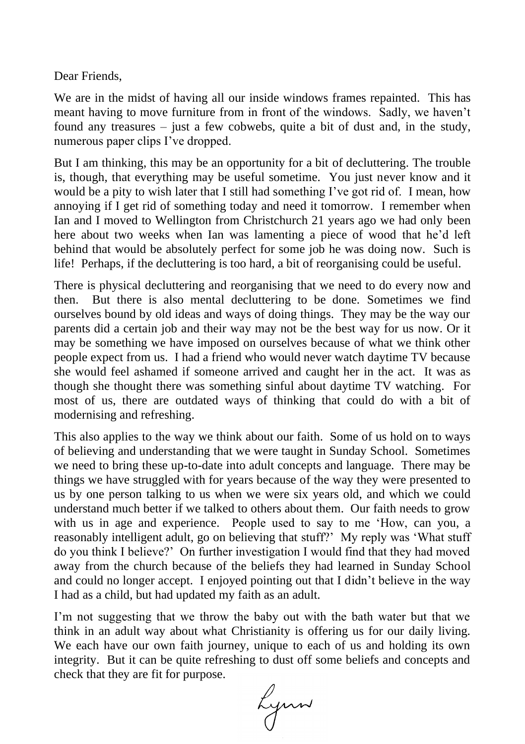Dear Friends,

We are in the midst of having all our inside windows frames repainted. This has meant having to move furniture from in front of the windows. Sadly, we haven't found any treasures – just a few cobwebs, quite a bit of dust and, in the study, numerous paper clips I've dropped.

But I am thinking, this may be an opportunity for a bit of decluttering. The trouble is, though, that everything may be useful sometime. You just never know and it would be a pity to wish later that I still had something I've got rid of. I mean, how annoying if I get rid of something today and need it tomorrow. I remember when Ian and I moved to Wellington from Christchurch 21 years ago we had only been here about two weeks when Ian was lamenting a piece of wood that he'd left behind that would be absolutely perfect for some job he was doing now. Such is life! Perhaps, if the decluttering is too hard, a bit of reorganising could be useful.

There is physical decluttering and reorganising that we need to do every now and then. But there is also mental decluttering to be done. Sometimes we find ourselves bound by old ideas and ways of doing things. They may be the way our parents did a certain job and their way may not be the best way for us now. Or it may be something we have imposed on ourselves because of what we think other people expect from us. I had a friend who would never watch daytime TV because she would feel ashamed if someone arrived and caught her in the act. It was as though she thought there was something sinful about daytime TV watching. For most of us, there are outdated ways of thinking that could do with a bit of modernising and refreshing.

This also applies to the way we think about our faith. Some of us hold on to ways of believing and understanding that we were taught in Sunday School. Sometimes we need to bring these up-to-date into adult concepts and language. There may be things we have struggled with for years because of the way they were presented to us by one person talking to us when we were six years old, and which we could understand much better if we talked to others about them. Our faith needs to grow with us in age and experience. People used to say to me 'How, can you, a reasonably intelligent adult, go on believing that stuff?' My reply was 'What stuff do you think I believe?' On further investigation I would find that they had moved away from the church because of the beliefs they had learned in Sunday School and could no longer accept. I enjoyed pointing out that I didn't believe in the way I had as a child, but had updated my faith as an adult.

I'm not suggesting that we throw the baby out with the bath water but that we think in an adult way about what Christianity is offering us for our daily living. We each have our own faith journey, unique to each of us and holding its own integrity. But it can be quite refreshing to dust off some beliefs and concepts and check that they are fit for purpose.

Lynn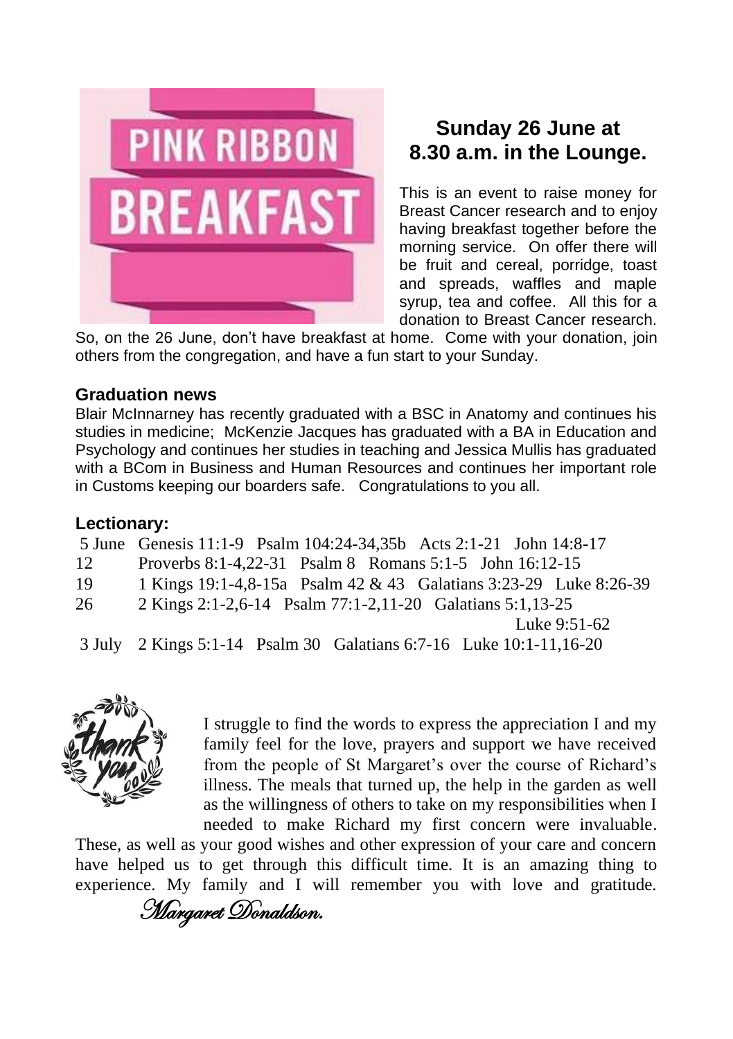**PINK RIBBON BREAKFAST**

## Sunday 26 June at 8.30 a.m. in the Lounge.

This is an event to raise money for Breast Cancer research and to enjoy having breakfast together before the morning service. On offer there will be fruit and cereal, porridge, toast and spreads, waffles and maple syrup, tea and coffee. All this for a donation to Breast Cancer research. So, on the 26 June, don't have breakfast at home. Come with your donation, join others from the congregation, and have a fun start to your Sunday.

### Graduation news

Blair McInnarney has recently graduated with a BSC in Anatomy and continues his studies in medicine; McKenzie Jacques has graduated with a BA in Education and Psychology and continues her studies in teaching and Jessica Mullis has graduated with a BCom in Business and Human Resources and continues her important role in Customs keeping our boarders safe. Congratulations to you all.

### Lectionary:

| | |
|---|---|
| 5 June | Genesis 11:1-9 Psalm 104:24-34,35b Acts 2:1-21 John 14:8-17 |
| 12 | Proverbs 8:1-4,22-31 Psalm 8 Romans 5:1-5 John 16:12-15 |
| 19 | 1 Kings 19:1-4,8-15a Psalm 42 & 43 Galatians 3:23-29 Luke 8:26-39 |
| 26 | 2 Kings 2:1-2,6-14 Psalm 77:1-2,11-20 Galatians 5:1,13-25 Luke 9:51-62 |
| 3 July | 2 Kings 5:1-14 Psalm 30 Galatians 6:7-16 Luke 10:1-11,16-20 |

*thank you*

I struggle to find the words to express the appreciation I and my family feel for the love, prayers and support we have received from the people of St Margaret's over the course of Richard's illness. The meals that turned up, the help in the garden as well as the willingness of others to take on my responsibilities when I needed to make Richard my first concern were invaluable. These, as well as your good wishes and other expression of your care and concern have helped us to get through this difficult time. It is an amazing thing to experience. My family and I will remember you with love and gratitude.

*Margaret Donaldson.*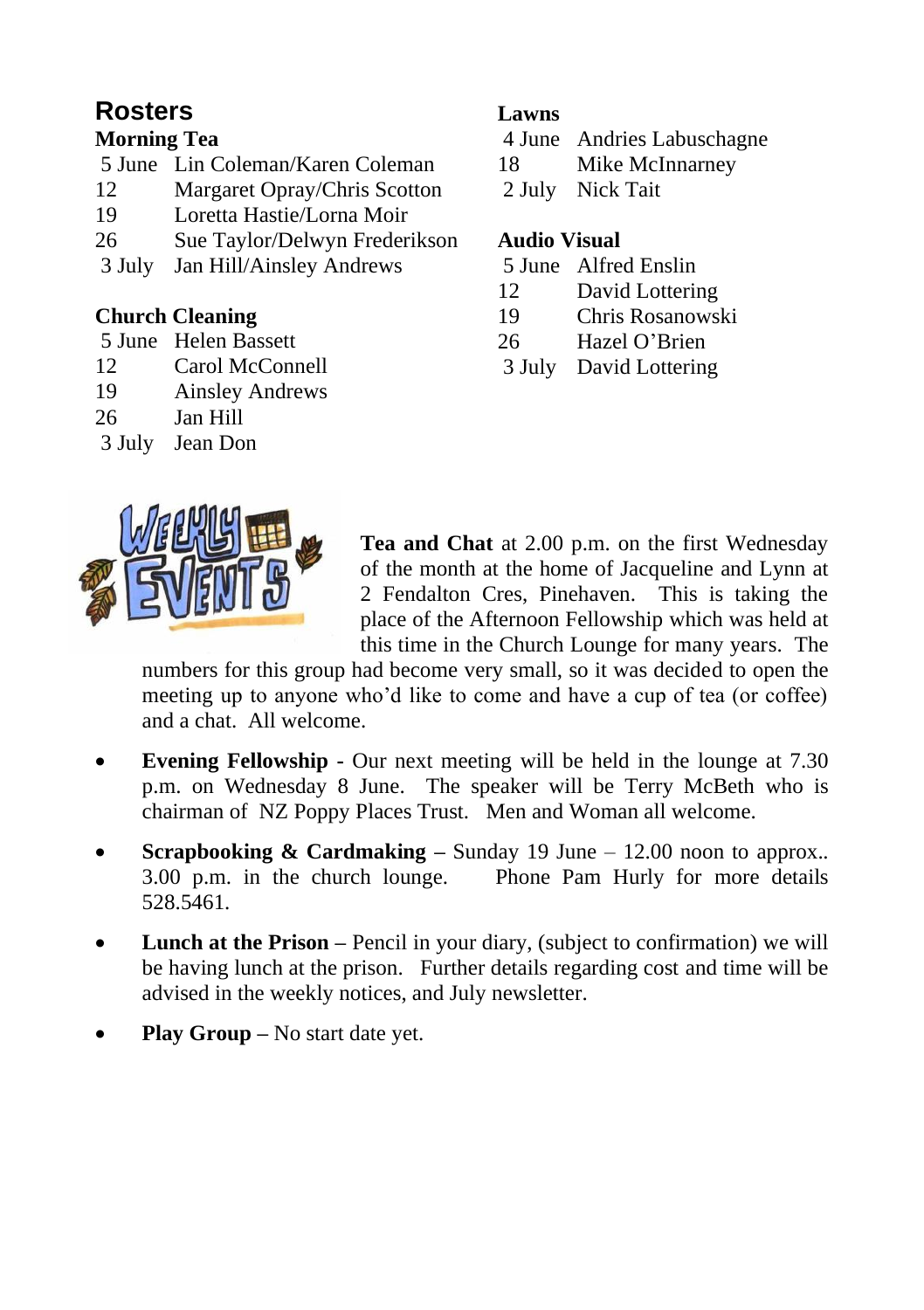## Rosters

### Morning Tea

| | |
|---|---|
| 5 June | Lin Coleman/Karen Coleman |
| 12 | Margaret Opray/Chris Scotton |
| 19 | Loretta Hastie/Lorna Moir |
| 26 | Sue Taylor/Delwyn Frederikson |
| 3 July | Jan Hill/Ainsley Andrews |

### Church Cleaning

| | |
|---|---|
| 5 June | Helen Bassett |
| 12 | Carol McConnell |
| 19 | Ainsley Andrews |
| 26 | Jan Hill |
| 3 July | Jean Don |

### Lawns

| | |
|---|---|
| 4 June | Andries Labuschagne |
| 18 | Mike McInnarney |
| 2 July | Nick Tait |

### Audio Visual

| | |
|---|---|
| 5 June | Alfred Enslin |
| 12 | David Lottering |
| 19 | Chris Rosanowski |
| 26 | Hazel O'Brien |
| 3 July | David Lottering |

**Tea and Chat** at 2.00 p.m. on the first Wednesday of the month at the home of Jacqueline and Lynn at 2 Fendalton Cres, Pinehaven. This is taking the place of the Afternoon Fellowship which was held at this time in the Church Lounge for many years. The numbers for this group had become very small, so it was decided to open the meeting up to anyone who'd like to come and have a cup of tea (or coffee) and a chat. All welcome.

- **Evening Fellowship** - Our next meeting will be held in the lounge at 7.30 p.m. on Wednesday 8 June. The speaker will be Terry McBeth who is chairman of NZ Poppy Places Trust. Men and Woman all welcome.
- **Scrapbooking & Cardmaking –** Sunday 19 June – 12.00 noon to approx.. 3.00 p.m. in the church lounge. Phone Pam Hurly for more details 528.5461.
- **Lunch at the Prison –** Pencil in your diary, (subject to confirmation) we will be having lunch at the prison. Further details regarding cost and time will be advised in the weekly notices, and July newsletter.
- **Play Group –** No start date yet.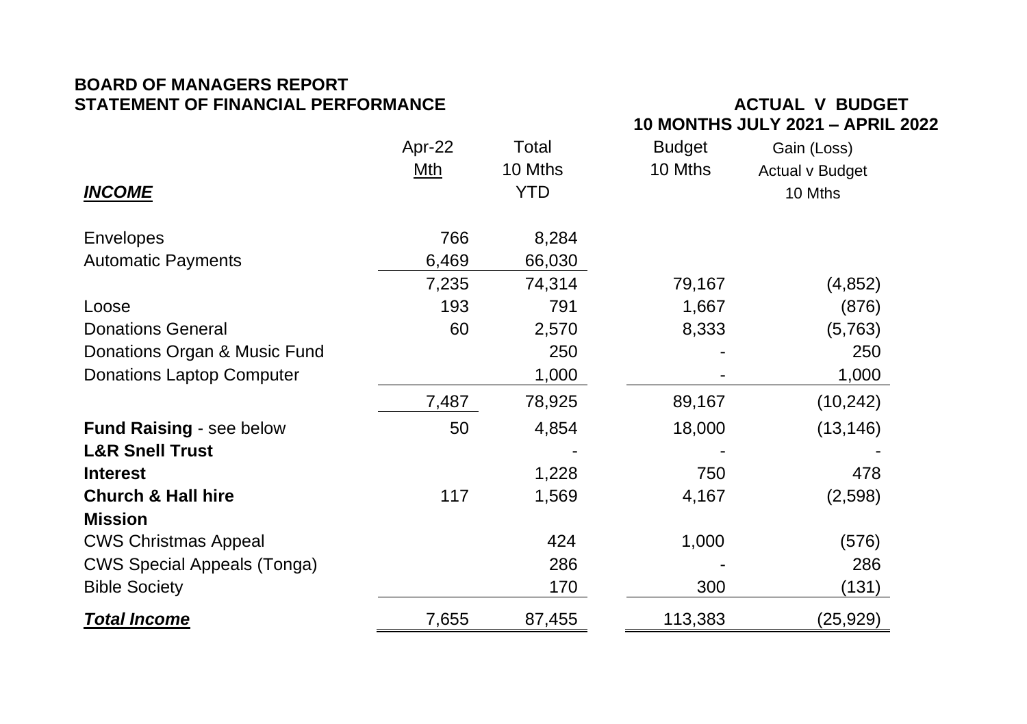**BOARD OF MANAGERS REPORT**
**STATEMENT OF FINANCIAL PERFORMANCE**

**ACTUAL V BUDGET**
**10 MONTHS JULY 2021 – APRIL 2022**

| ***INCOME*** | Apr-22 Mth | Total 10 Mths YTD | Budget 10 Mths | Gain (Loss) Actual v Budget 10 Mths |
|---|---|---|---|---|
| Envelopes | 766 | 8,284 | | |
| Automatic Payments | 6,469 | 66,030 | | |
| | 7,235 | 74,314 | 79,167 | (4,852) |
| Loose | 193 | 791 | 1,667 | (876) |
| Donations General | 60 | 2,570 | 8,333 | (5,763) |
| Donations Organ & Music Fund | | 250 | - | 250 |
| Donations Laptop Computer | | 1,000 | - | 1,000 |
| | 7,487 | 78,925 | 89,167 | (10,242) |
| **Fund Raising** - see below | 50 | 4,854 | 18,000 | (13,146) |
| **L&R Snell Trust** | | - | - | - |
| **Interest** | | 1,228 | 750 | 478 |
| **Church & Hall hire** | 117 | 1,569 | 4,167 | (2,598) |
| **Mission** | | | | |
| CWS Christmas Appeal | | 424 | 1,000 | (576) |
| CWS Special Appeals (Tonga) | | 286 | - | 286 |
| Bible Society | | 170 | 300 | (131) |
| ***Total Income*** | 7,655 | 87,455 | 113,383 | (25,929) |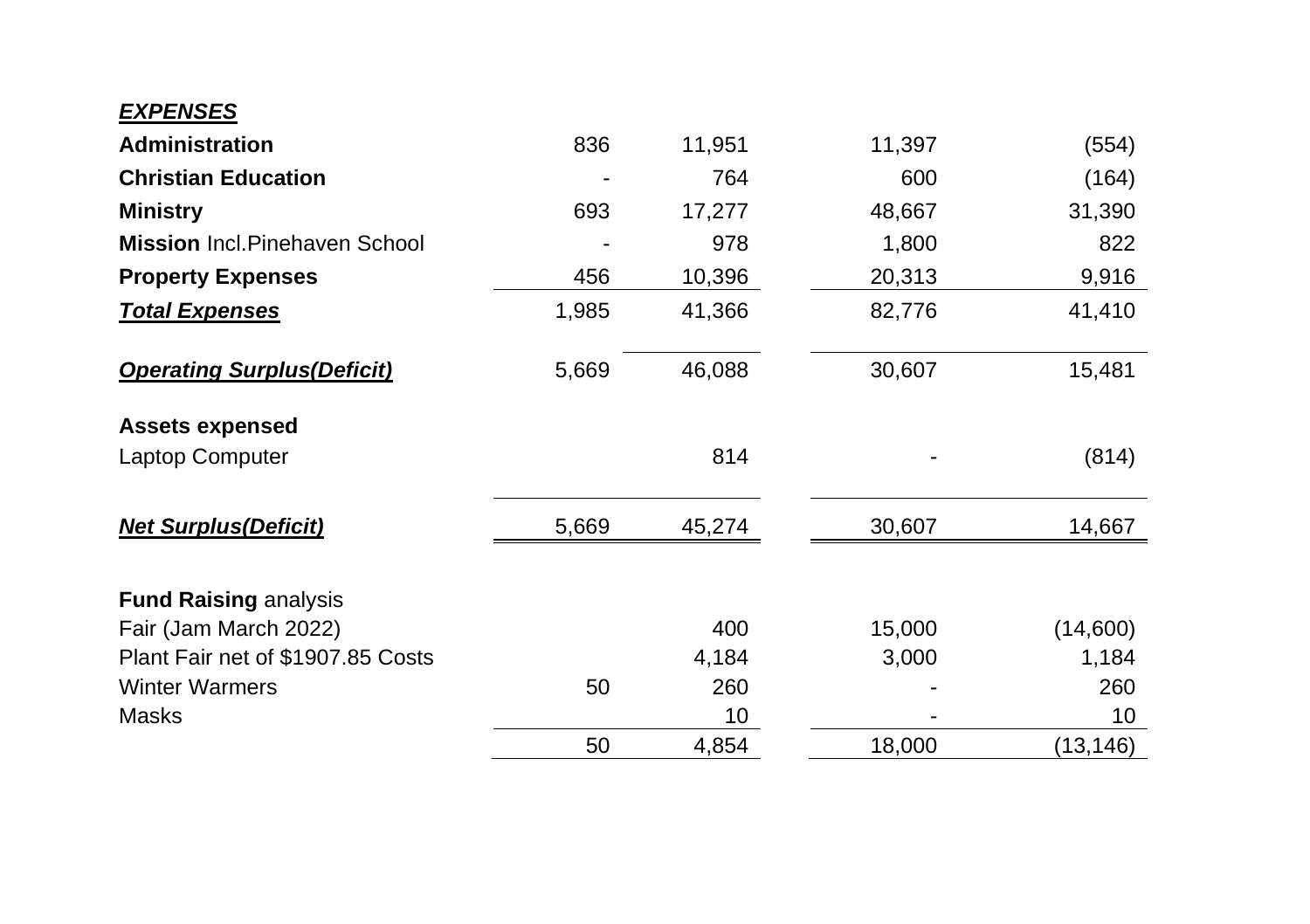| ***EXPENSES*** | | | | |
|---|---|---|---|---|
| **Administration** | 836 | 11,951 | 11,397 | (554) |
| **Christian Education** | - | 764 | 600 | (164) |
| **Ministry** | 693 | 17,277 | 48,667 | 31,390 |
| **Mission** Incl.Pinehaven School | - | 978 | 1,800 | 822 |
| **Property Expenses** | 456 | 10,396 | 20,313 | 9,916 |
| ***Total Expenses*** | 1,985 | 41,366 | 82,776 | 41,410 |
| | | | | |
| ***Operating Surplus(Deficit)*** | 5,669 | 46,088 | 30,607 | 15,481 |
| | | | | |
| **Assets expensed** | | | | |
| Laptop Computer | | 814 | - | (814) |
| | | | | |
| ***Net Surplus(Deficit)*** | 5,669 | 45,274 | 30,607 | 14,667 |
| | | | | |
| **Fund Raising** analysis | | | | |
| Fair (Jam March 2022) | | 400 | 15,000 | (14,600) |
| Plant Fair net of $1907.85 Costs | | 4,184 | 3,000 | 1,184 |
| Winter Warmers | 50 | 260 | - | 260 |
| Masks | | 10 | - | 10 |
| | 50 | 4,854 | 18,000 | (13,146) |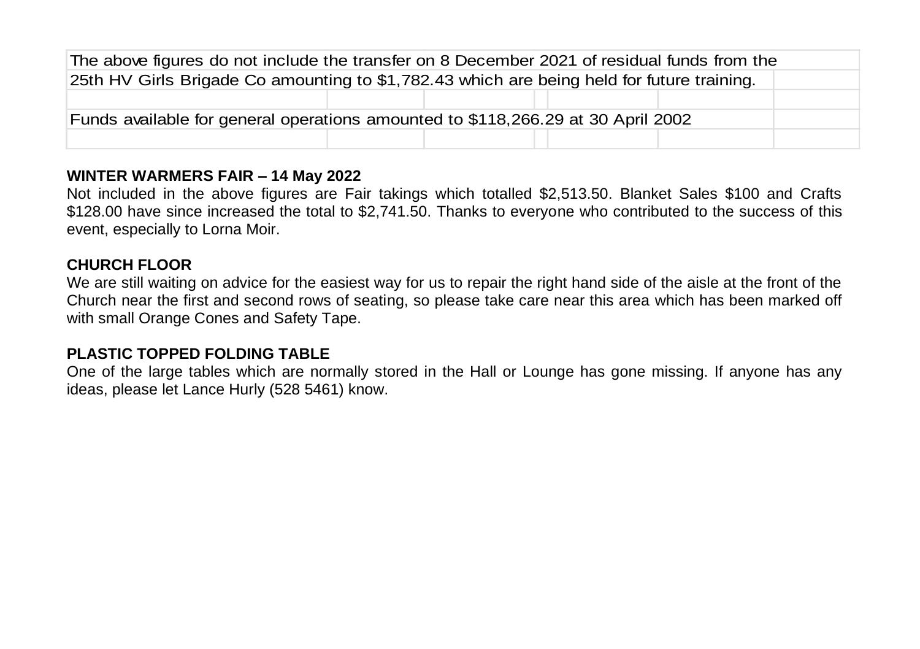| | | | | | | |
|---|---|---|---|---|---|---|
| The above figures do not include the transfer on 8 December 2021 of residual funds from the | | | | | | |
| 25th HV Girls Brigade Co amounting to $1,782.43 which are being held for future training. | | | | | | |
| | | | | | | |
| Funds available for general operations amounted to $118,266.29 at 30 April 2002 | | | | | | |
| | | | | | | |

**WINTER WARMERS FAIR – 14 May 2022**

Not included in the above figures are Fair takings which totalled $2,513.50. Blanket Sales $100 and Crafts $128.00 have since increased the total to $2,741.50. Thanks to everyone who contributed to the success of this event, especially to Lorna Moir.

**CHURCH FLOOR**

We are still waiting on advice for the easiest way for us to repair the right hand side of the aisle at the front of the Church near the first and second rows of seating, so please take care near this area which has been marked off with small Orange Cones and Safety Tape.

**PLASTIC TOPPED FOLDING TABLE**

One of the large tables which are normally stored in the Hall or Lounge has gone missing. If anyone has any ideas, please let Lance Hurly (528 5461) know.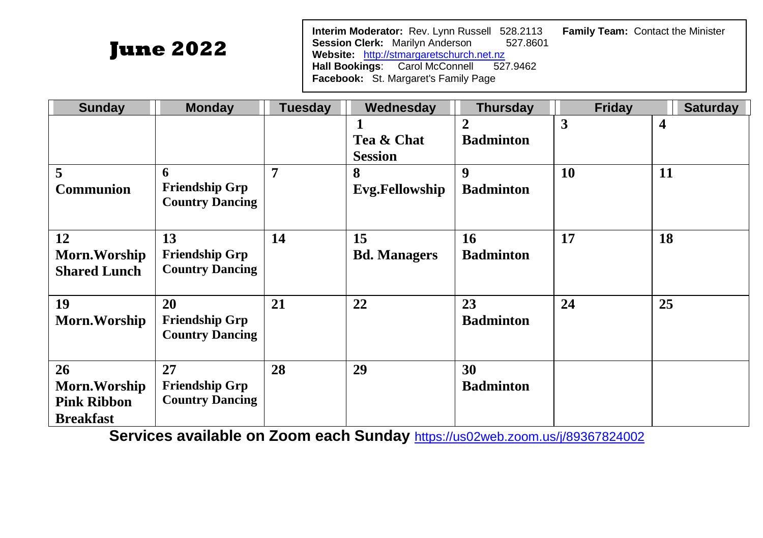# June 2022

**Interim Moderator:** Rev. Lynn Russell 528.2113 **Family Team:** Contact the Minister
**Session Clerk:** Marilyn Anderson 527.8601
**Website:** http://stmargaretschurch.net.nz
**Hall Bookings**: Carol McConnell 527.9462
**Facebook:** St. Margaret's Family Page

| Sunday | Monday | Tuesday | Wednesday | Thursday | Friday | Saturday |
|---|---|---|---|---|---|---|
| | | | **1** **Tea & Chat Session** | **2** **Badminton** | **3** | **4** |
| **5** **Communion** | **6** **Friendship Grp** **Country Dancing** | **7** | **8** **Evg.Fellowship** | **9** **Badminton** | **10** | **11** |
| **12** **Morn.Worship** **Shared Lunch** | **13** **Friendship Grp** **Country Dancing** | **14** | **15** **Bd. Managers** | **16** **Badminton** | **17** | **18** |
| **19** **Morn.Worship** | **20** **Friendship Grp** **Country Dancing** | **21** | **22** | **23** **Badminton** | **24** | **25** |
| **26** **Morn.Worship** **Pink Ribbon Breakfast** | **27** **Friendship Grp** **Country Dancing** | **28** | **29** | **30** **Badminton** | | |

**Services available on Zoom each Sunday** https://us02web.zoom.us/j/89367824002